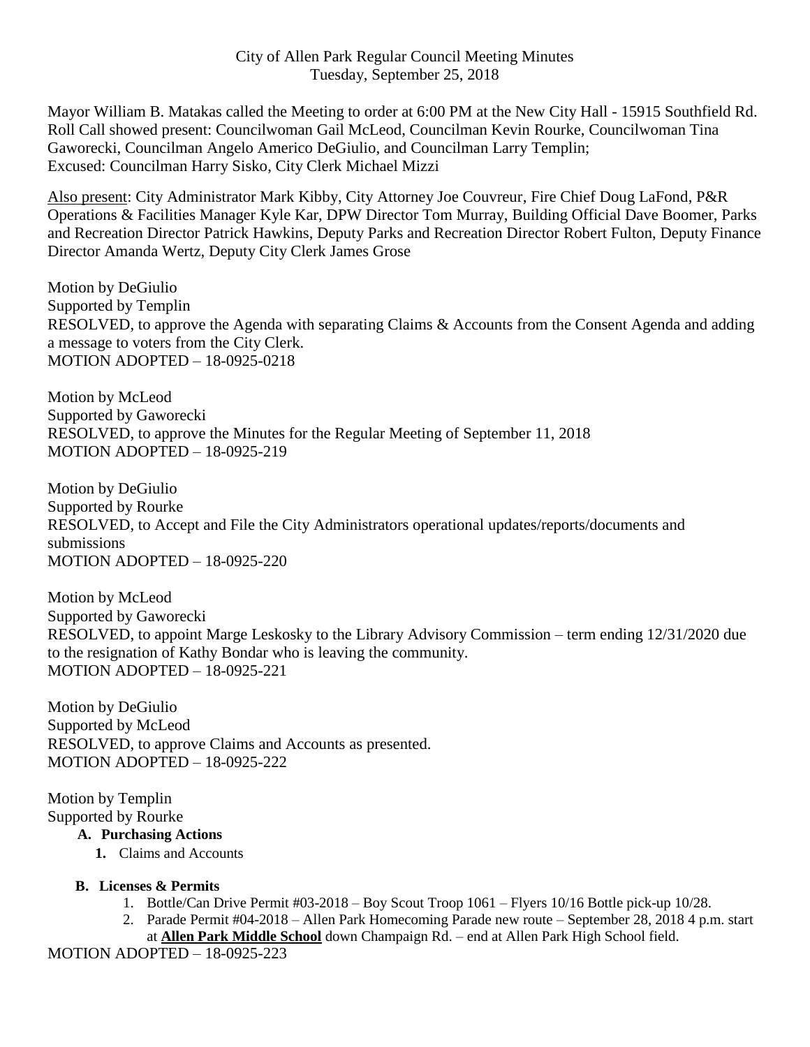City of Allen Park Regular Council Meeting Minutes
Tuesday, September 25, 2018

Mayor William B. Matakas called the Meeting to order at 6:00 PM at the New City Hall - 15915 Southfield Rd. Roll Call showed present: Councilwoman Gail McLeod, Councilman Kevin Rourke, Councilwoman Tina Gaworecki, Councilman Angelo Americo DeGiulio, and Councilman Larry Templin;
Excused: Councilman Harry Sisko, City Clerk Michael Mizzi

Also present: City Administrator Mark Kibby, City Attorney Joe Couvreur, Fire Chief Doug LaFond, P&R Operations & Facilities Manager Kyle Kar, DPW Director Tom Murray, Building Official Dave Boomer, Parks and Recreation Director Patrick Hawkins, Deputy Parks and Recreation Director Robert Fulton, Deputy Finance Director Amanda Wertz, Deputy City Clerk James Grose

Motion by DeGiulio
Supported by Templin
RESOLVED, to approve the Agenda with separating Claims & Accounts from the Consent Agenda and adding a message to voters from the City Clerk.
MOTION ADOPTED – 18-0925-0218

Motion by McLeod
Supported by Gaworecki
RESOLVED, to approve the Minutes for the Regular Meeting of September 11, 2018
MOTION ADOPTED – 18-0925-219

Motion by DeGiulio
Supported by Rourke
RESOLVED, to Accept and File the City Administrators operational updates/reports/documents and submissions
MOTION ADOPTED – 18-0925-220

Motion by McLeod
Supported by Gaworecki
RESOLVED, to appoint Marge Leskosky to the Library Advisory Commission – term ending 12/31/2020 due to the resignation of Kathy Bondar who is leaving the community.
MOTION ADOPTED – 18-0925-221

Motion by DeGiulio
Supported by McLeod
RESOLVED, to approve Claims and Accounts as presented.
MOTION ADOPTED – 18-0925-222

Motion by Templin
Supported by Rourke

**A. Purchasing Actions**

1. Claims and Accounts

**B. Licenses & Permits**

1. Bottle/Can Drive Permit #03-2018 – Boy Scout Troop 1061 – Flyers 10/16 Bottle pick-up 10/28.
2. Parade Permit #04-2018 – Allen Park Homecoming Parade new route – September 28, 2018 4 p.m. start at **Allen Park Middle School** down Champaign Rd. – end at Allen Park High School field.

MOTION ADOPTED – 18-0925-223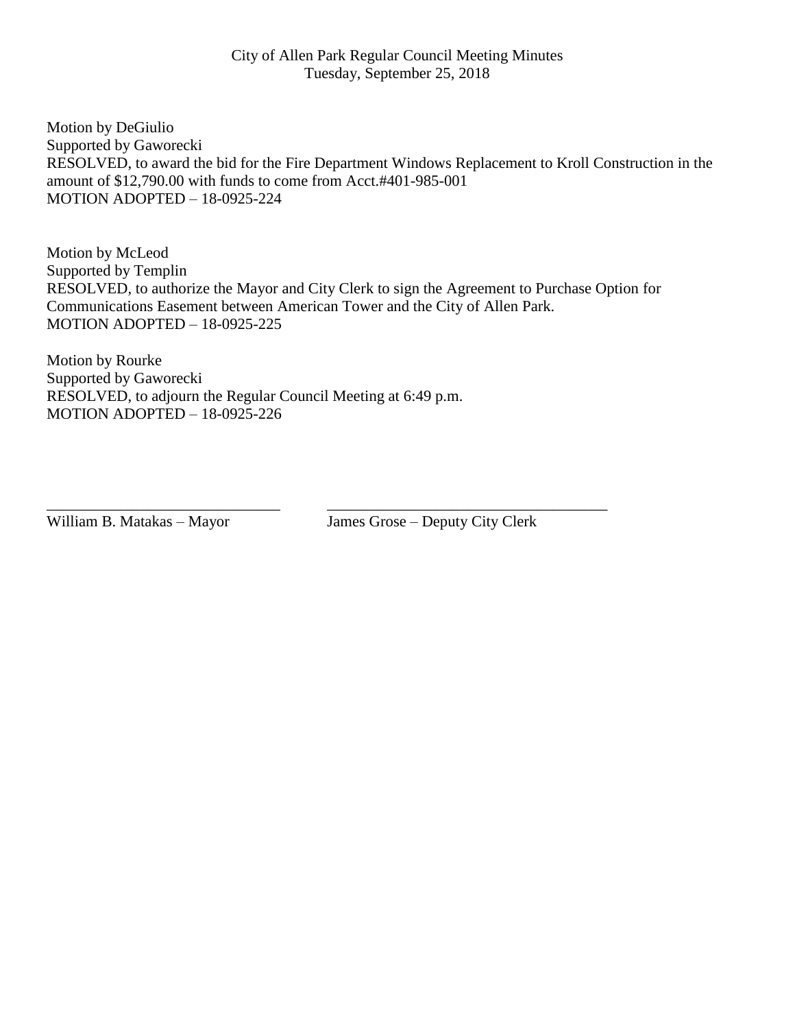City of Allen Park Regular Council Meeting Minutes
Tuesday, September 25, 2018

Motion by DeGiulio
Supported by Gaworecki
RESOLVED, to award the bid for the Fire Department Windows Replacement to Kroll Construction in the amount of $12,790.00 with funds to come from Acct.#401-985-001
MOTION ADOPTED – 18-0925-224

Motion by McLeod
Supported by Templin
RESOLVED, to authorize the Mayor and City Clerk to sign the Agreement to Purchase Option for Communications Easement between American Tower and the City of Allen Park.
MOTION ADOPTED – 18-0925-225

Motion by Rourke
Supported by Gaworecki
RESOLVED, to adjourn the Regular Council Meeting at 6:49 p.m.
MOTION ADOPTED – 18-0925-226

\_\_\_\_\_\_\_\_\_\_\_\_\_\_\_\_\_\_\_\_\_\_\_\_\_\_\_\_\_\_ \_\_\_\_\_\_\_\_\_\_\_\_\_\_\_\_\_\_\_\_\_\_\_\_\_\_\_\_\_\_\_\_\_\_\_\_
William B. Matakas – Mayor James Grose – Deputy City Clerk